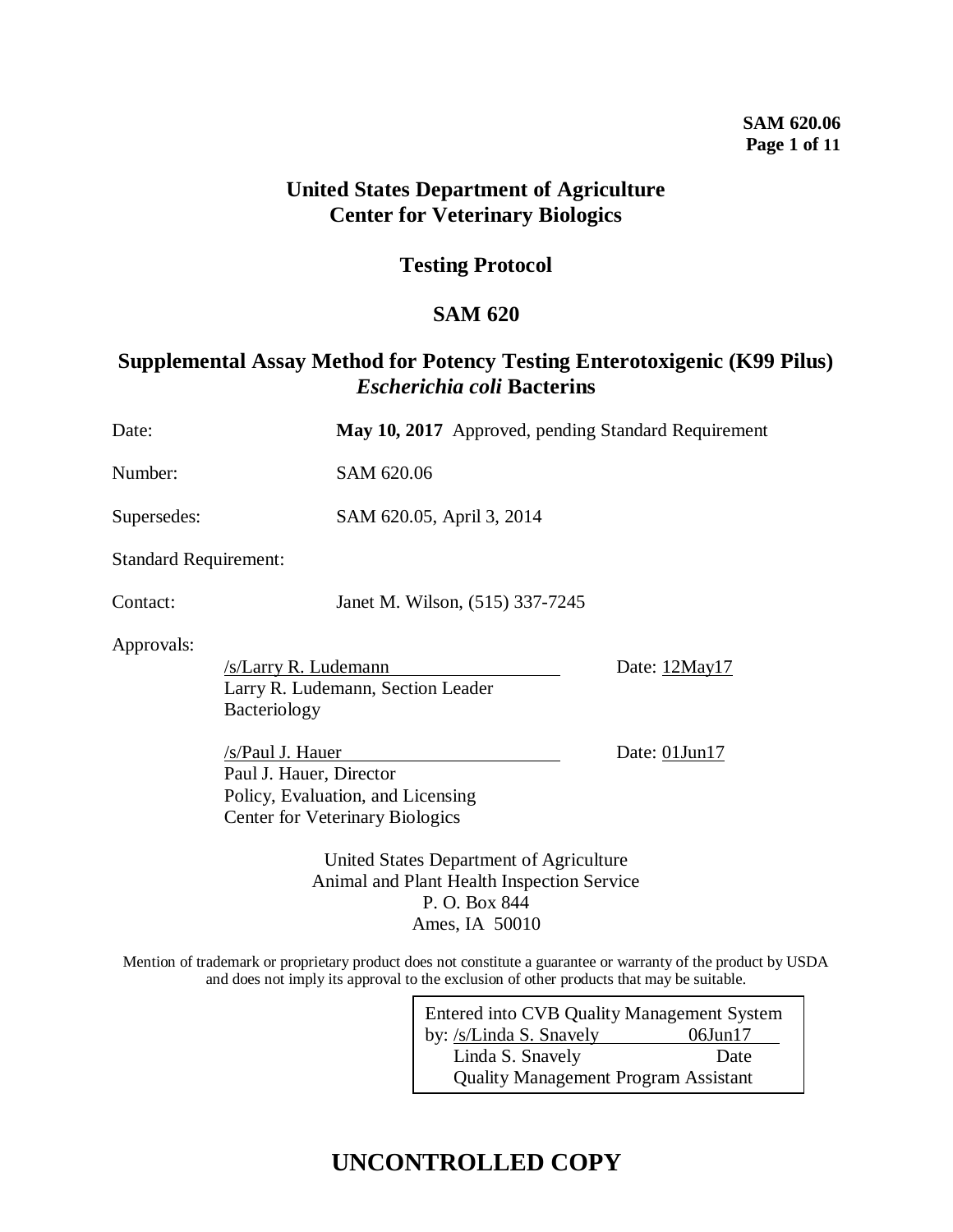# United States Department of Agriculture
# Center for Veterinary Biologics

## Testing Protocol

## SAM 620

## Supplemental Assay Method for Potency Testing Enterotoxigenic (K99 Pilus) *Escherichia coli* Bacterins

Date: **May 10, 2017** Approved, pending Standard Requirement

Number: SAM 620.06

Supersedes: SAM 620.05, April 3, 2014

Standard Requirement:

Contact: Janet M. Wilson, (515) 337-7245

Approvals:

/s/Larry R. Ludemann Date: 12May17
Larry R. Ludemann, Section Leader
Bacteriology

/s/Paul J. Hauer Date: 01Jun17
Paul J. Hauer, Director
Policy, Evaluation, and Licensing
Center for Veterinary Biologics

United States Department of Agriculture
Animal and Plant Health Inspection Service
P. O. Box 844
Ames, IA 50010

Mention of trademark or proprietary product does not constitute a guarantee or warranty of the product by USDA and does not imply its approval to the exclusion of other products that may be suitable.

Entered into CVB Quality Management System
by: /s/Linda S. Snavely 06Jun17
Linda S. Snavely Date
Quality Management Program Assistant

**UNCONTROLLED COPY**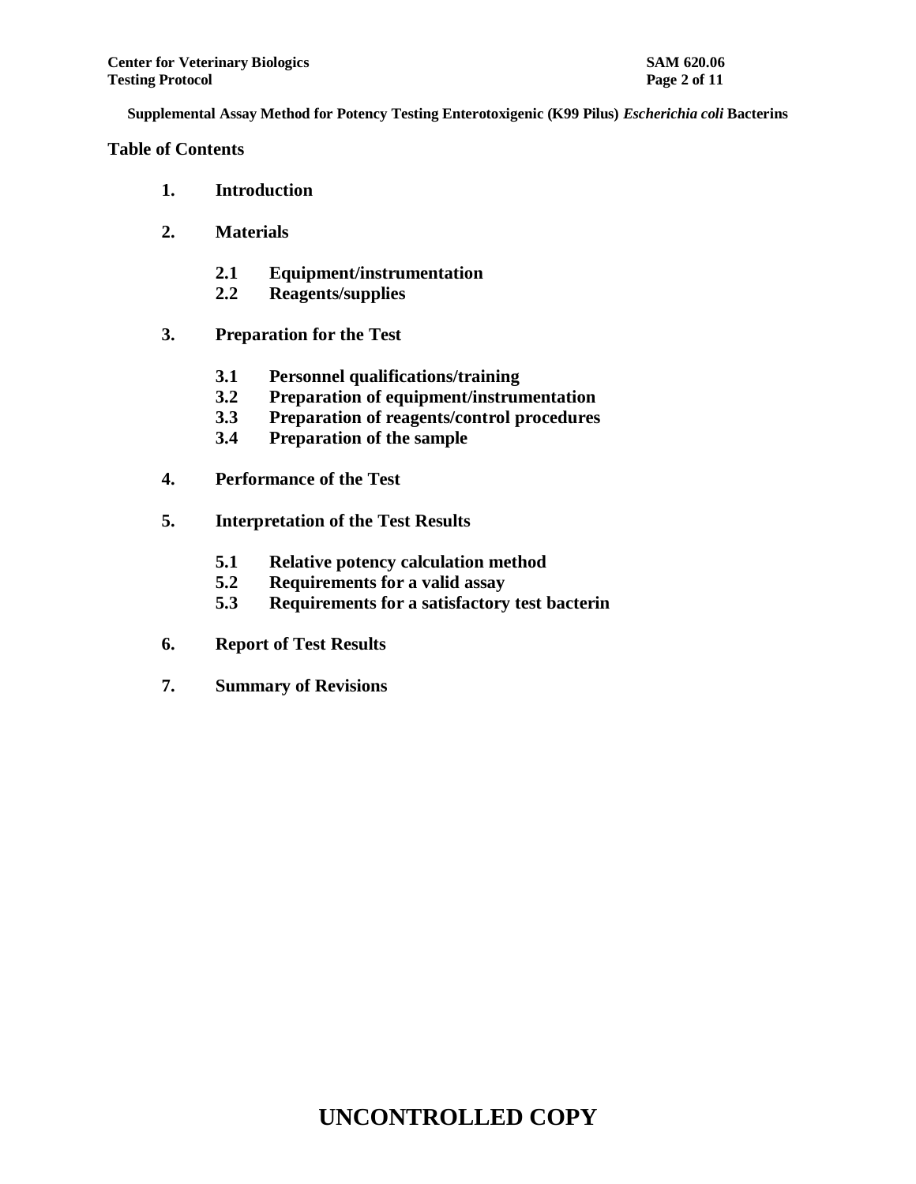**Supplemental Assay Method for Potency Testing Enterotoxigenic (K99 Pilus) *Escherichia coli* Bacterins**

## Table of Contents

**1. Introduction**

**2. Materials**

- **2.1 Equipment/instrumentation**
- **2.2 Reagents/supplies**

**3. Preparation for the Test**

- **3.1 Personnel qualifications/training**
- **3.2 Preparation of equipment/instrumentation**
- **3.3 Preparation of reagents/control procedures**
- **3.4 Preparation of the sample**

**4. Performance of the Test**

**5. Interpretation of the Test Results**

- **5.1 Relative potency calculation method**
- **5.2 Requirements for a valid assay**
- **5.3 Requirements for a satisfactory test bacterin**

**6. Report of Test Results**

**7. Summary of Revisions**

**UNCONTROLLED COPY**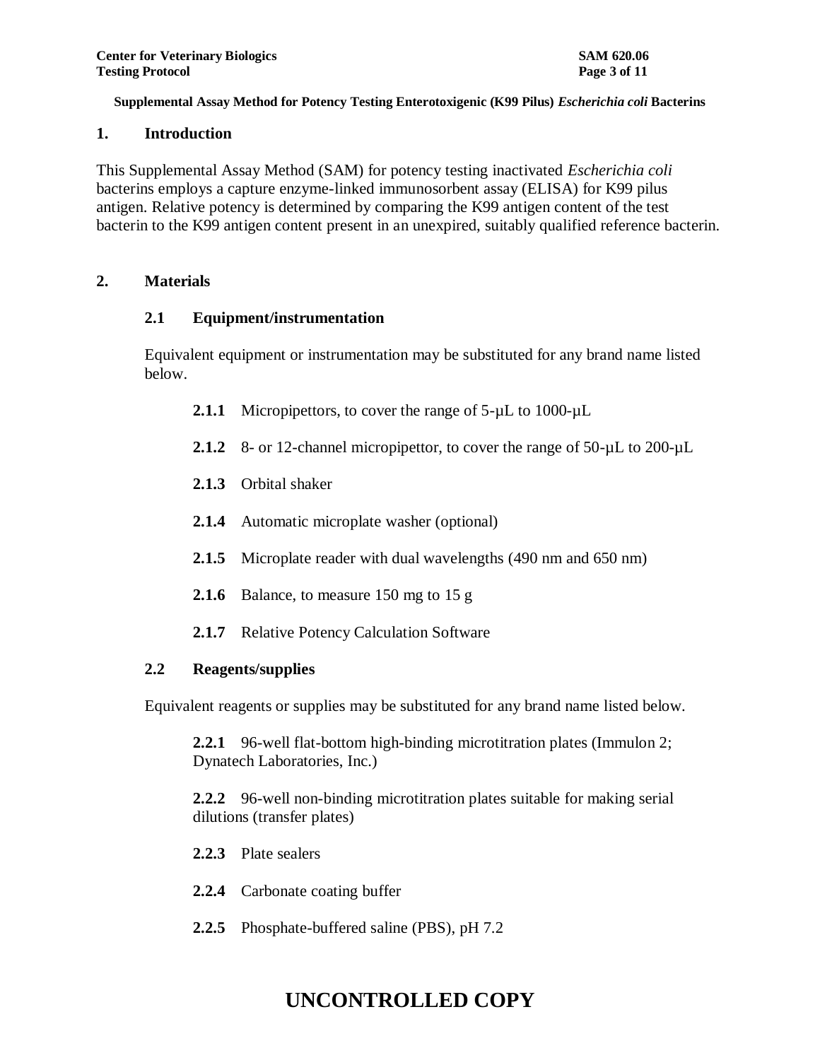**Supplemental Assay Method for Potency Testing Enterotoxigenic (K99 Pilus) *Escherichia coli* Bacterins**

## 1. Introduction

This Supplemental Assay Method (SAM) for potency testing inactivated *Escherichia coli* bacterins employs a capture enzyme-linked immunosorbent assay (ELISA) for K99 pilus antigen. Relative potency is determined by comparing the K99 antigen content of the test bacterin to the K99 antigen content present in an unexpired, suitably qualified reference bacterin.

## 2. Materials

### 2.1 Equipment/instrumentation

Equivalent equipment or instrumentation may be substituted for any brand name listed below.

**2.1.1** Micropipettors, to cover the range of 5-µL to 1000-µL

**2.1.2** 8- or 12-channel micropipettor, to cover the range of 50-µL to 200-µL

**2.1.3** Orbital shaker

**2.1.4** Automatic microplate washer (optional)

**2.1.5** Microplate reader with dual wavelengths (490 nm and 650 nm)

**2.1.6** Balance, to measure 150 mg to 15 g

**2.1.7** Relative Potency Calculation Software

### 2.2 Reagents/supplies

Equivalent reagents or supplies may be substituted for any brand name listed below.

**2.2.1** 96-well flat-bottom high-binding microtitration plates (Immulon 2; Dynatech Laboratories, Inc.)

**2.2.2** 96-well non-binding microtitration plates suitable for making serial dilutions (transfer plates)

**2.2.3** Plate sealers

**2.2.4** Carbonate coating buffer

**2.2.5** Phosphate-buffered saline (PBS), pH 7.2

UNCONTROLLED COPY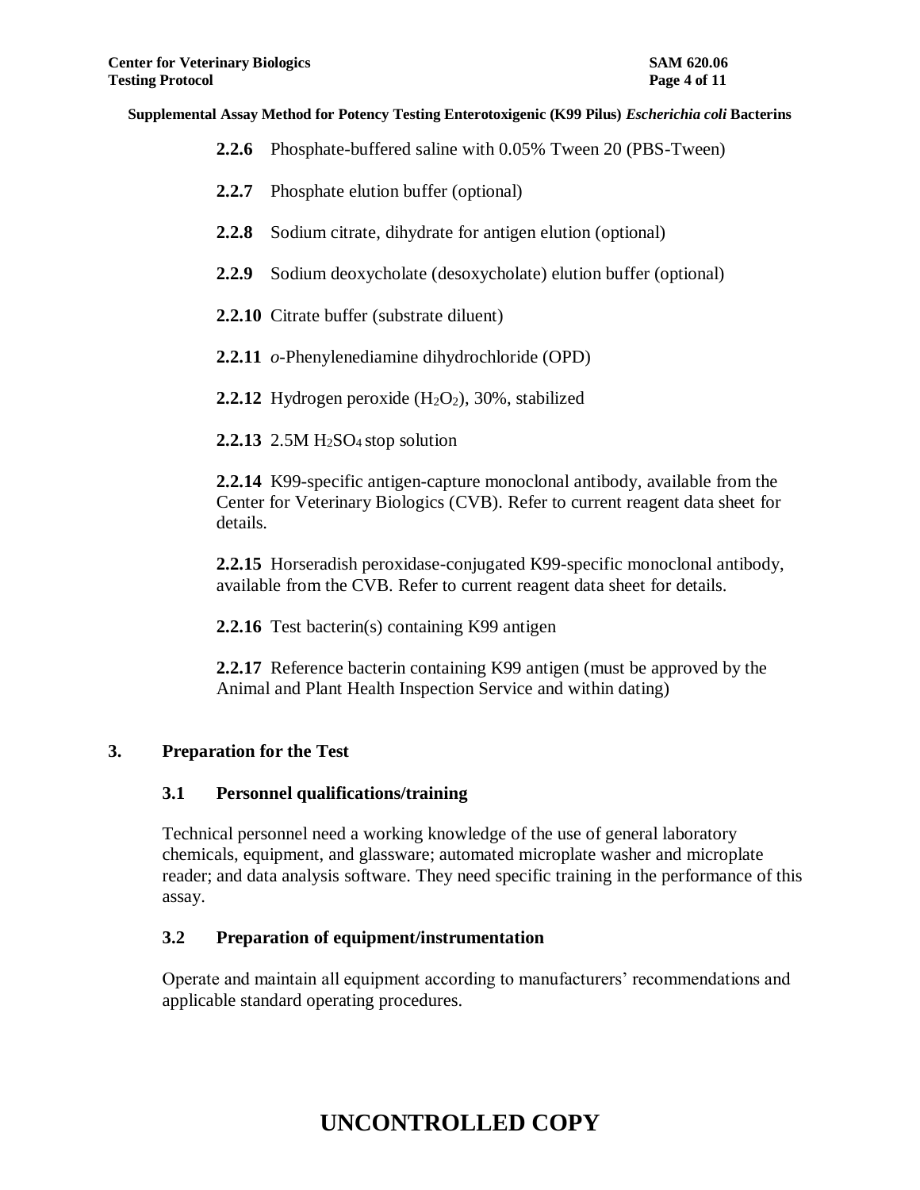**2.2.6** Phosphate-buffered saline with 0.05% Tween 20 (PBS-Tween)

**2.2.7** Phosphate elution buffer (optional)

**2.2.8** Sodium citrate, dihydrate for antigen elution (optional)

**2.2.9** Sodium deoxycholate (desoxycholate) elution buffer (optional)

**2.2.10** Citrate buffer (substrate diluent)

**2.2.11** *o*-Phenylenediamine dihydrochloride (OPD)

**2.2.12** Hydrogen peroxide ($H_2O_2$), 30%, stabilized

**2.2.13** 2.5M $H_2SO_4$ stop solution

**2.2.14** K99-specific antigen-capture monoclonal antibody, available from the Center for Veterinary Biologics (CVB). Refer to current reagent data sheet for details.

**2.2.15** Horseradish peroxidase-conjugated K99-specific monoclonal antibody, available from the CVB. Refer to current reagent data sheet for details.

**2.2.16** Test bacterin(s) containing K99 antigen

**2.2.17** Reference bacterin containing K99 antigen (must be approved by the Animal and Plant Health Inspection Service and within dating)

## 3. Preparation for the Test

### 3.1 Personnel qualifications/training

Technical personnel need a working knowledge of the use of general laboratory chemicals, equipment, and glassware; automated microplate washer and microplate reader; and data analysis software. They need specific training in the performance of this assay.

### 3.2 Preparation of equipment/instrumentation

Operate and maintain all equipment according to manufacturers' recommendations and applicable standard operating procedures.

**UNCONTROLLED COPY**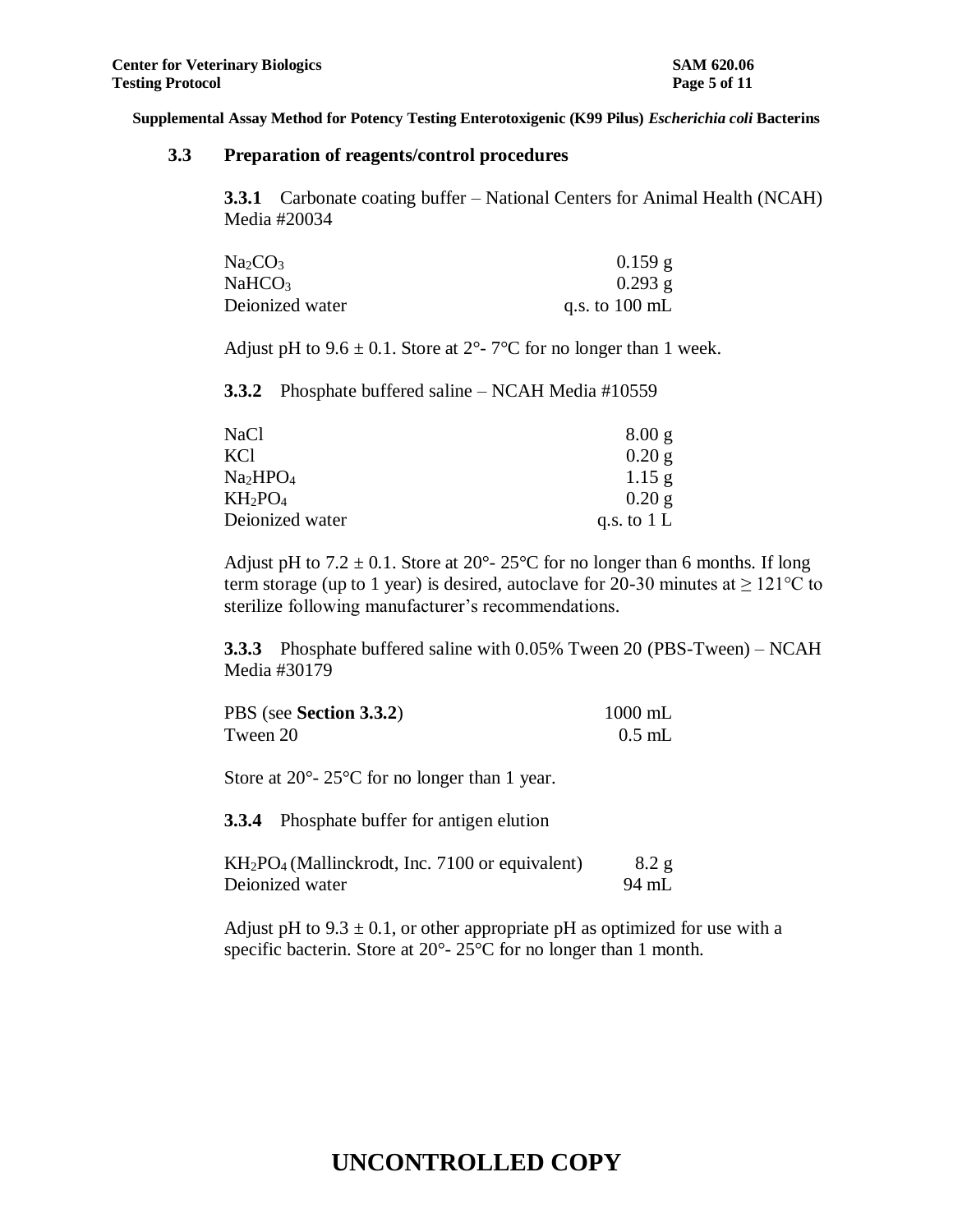### 3.3 Preparation of reagents/control procedures

**3.3.1** Carbonate coating buffer – National Centers for Animal Health (NCAH) Media #20034

| | |
|---|---|
| $Na_2CO_3$ | 0.159 g |
| $NaHCO_3$ | 0.293 g |
| Deionized water | q.s. to 100 mL |

Adjust pH to 9.6 ± 0.1. Store at 2°- 7°C for no longer than 1 week.

**3.3.2** Phosphate buffered saline – NCAH Media #10559

| | |
|---|---|
| NaCl | 8.00 g |
| KCl | 0.20 g |
| $Na_2HPO_4$ | 1.15 g |
| $KH_2PO_4$ | 0.20 g |
| Deionized water | q.s. to 1 L |

Adjust pH to 7.2 ± 0.1. Store at 20°- 25°C for no longer than 6 months. If long term storage (up to 1 year) is desired, autoclave for 20-30 minutes at ≥ 121°C to sterilize following manufacturer's recommendations.

**3.3.3** Phosphate buffered saline with 0.05% Tween 20 (PBS-Tween) – NCAH Media #30179

| | |
|---|---|
| PBS (see **Section 3.3.2**) | 1000 mL |
| Tween 20 | 0.5 mL |

Store at 20°- 25°C for no longer than 1 year.

**3.3.4** Phosphate buffer for antigen elution

| | |
|---|---|
| $KH_2PO_4$ (Mallinckrodt, Inc. 7100 or equivalent) | 8.2 g |
| Deionized water | 94 mL |

Adjust pH to 9.3 ± 0.1, or other appropriate pH as optimized for use with a specific bacterin. Store at 20°- 25°C for no longer than 1 month.

**UNCONTROLLED COPY**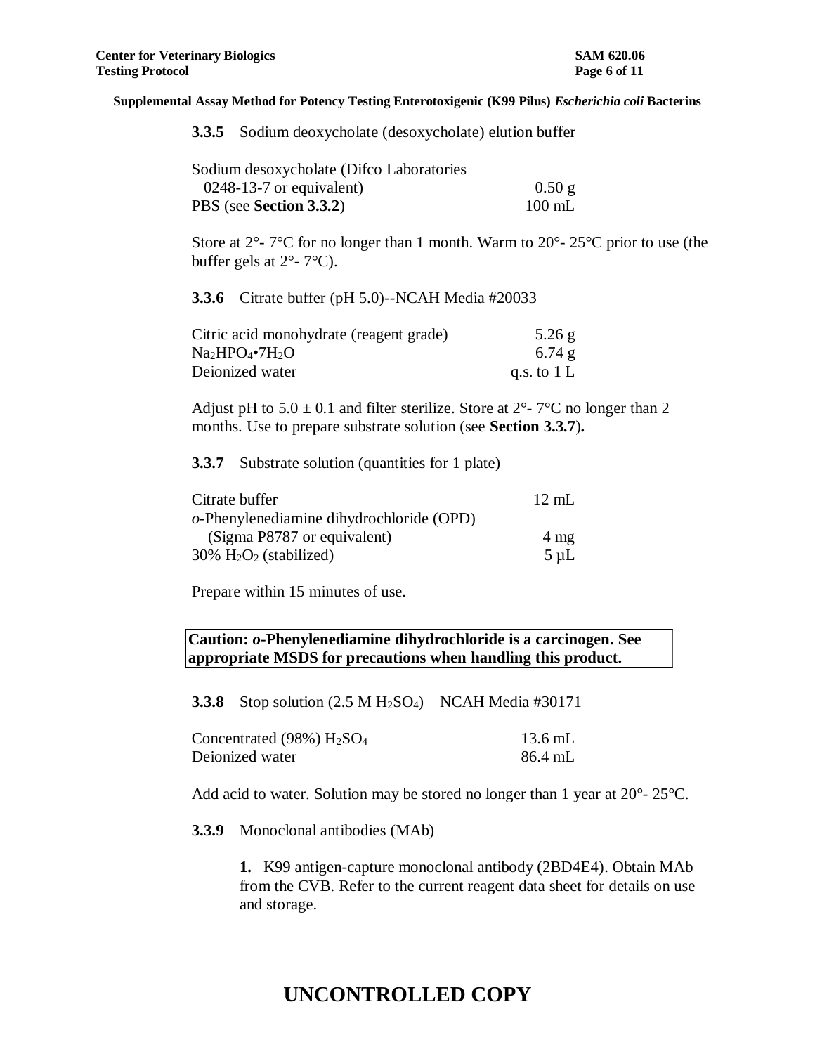**3.3.5** Sodium deoxycholate (desoxycholate) elution buffer

| | |
|---|---|
| Sodium desoxycholate (Difco Laboratories 0248-13-7 or equivalent) | 0.50 g |
| PBS (see **Section 3.3.2**) | 100 mL |

Store at 2°- 7°C for no longer than 1 month. Warm to 20°- 25°C prior to use (the buffer gels at 2°- 7°C).

**3.3.6** Citrate buffer (pH 5.0)--NCAH Media #20033

| | |
|---|---|
| Citric acid monohydrate (reagent grade) | 5.26 g |
| $Na_2HPO_4 \cdot 7H_2O$ | 6.74 g |
| Deionized water | q.s. to 1 L |

Adjust pH to 5.0 ± 0.1 and filter sterilize. Store at 2°- 7°C no longer than 2 months. Use to prepare substrate solution (see **Section 3.3.7**).

**3.3.7** Substrate solution (quantities for 1 plate)

| | |
|---|---|
| Citrate buffer | 12 mL |
| *o*-Phenylenediamine dihydrochloride (OPD) (Sigma P8787 or equivalent) | 4 mg |
| 30% $H_2O_2$ (stabilized) | 5 µL |

Prepare within 15 minutes of use.

**Caution: *o*-Phenylenediamine dihydrochloride is a carcinogen. See appropriate MSDS for precautions when handling this product.**

**3.3.8** Stop solution (2.5 M $H_2SO_4$) – NCAH Media #30171

| | |
|---|---|
| Concentrated (98%) $H_2SO_4$ | 13.6 mL |
| Deionized water | 86.4 mL |

Add acid to water. Solution may be stored no longer than 1 year at 20°- 25°C.

**3.3.9** Monoclonal antibodies (MAb)

**1.** K99 antigen-capture monoclonal antibody (2BD4E4). Obtain MAb from the CVB. Refer to the current reagent data sheet for details on use and storage.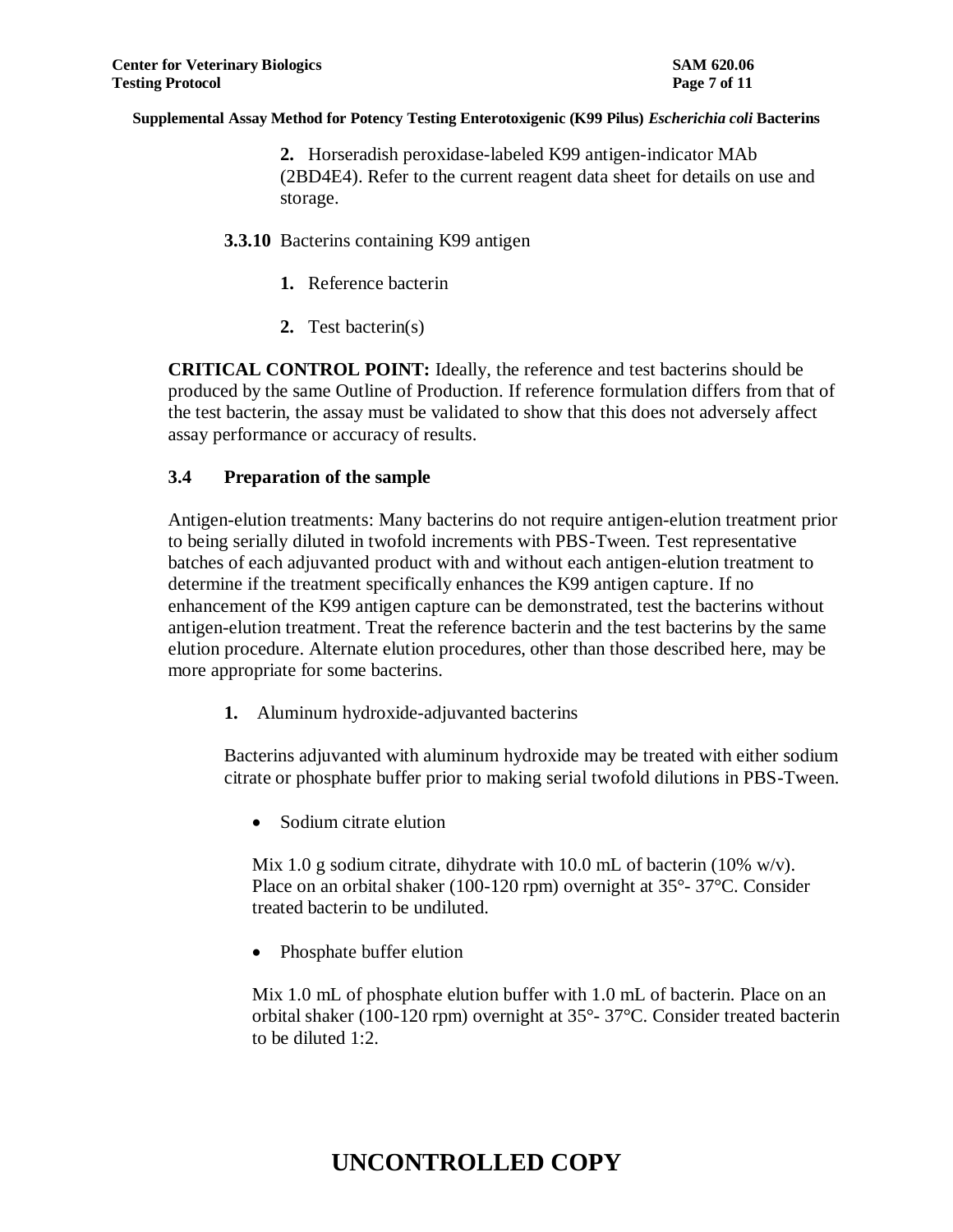**2.** Horseradish peroxidase-labeled K99 antigen-indicator MAb (2BD4E4). Refer to the current reagent data sheet for details on use and storage.

**3.3.10** Bacterins containing K99 antigen

**1.** Reference bacterin

**2.** Test bacterin(s)

**CRITICAL CONTROL POINT:** Ideally, the reference and test bacterins should be produced by the same Outline of Production. If reference formulation differs from that of the test bacterin, the assay must be validated to show that this does not adversely affect assay performance or accuracy of results.

### 3.4 Preparation of the sample

Antigen-elution treatments: Many bacterins do not require antigen-elution treatment prior to being serially diluted in twofold increments with PBS-Tween. Test representative batches of each adjuvanted product with and without each antigen-elution treatment to determine if the treatment specifically enhances the K99 antigen capture. If no enhancement of the K99 antigen capture can be demonstrated, test the bacterins without antigen-elution treatment. Treat the reference bacterin and the test bacterins by the same elution procedure. Alternate elution procedures, other than those described here, may be more appropriate for some bacterins.

**1.** Aluminum hydroxide-adjuvanted bacterins

Bacterins adjuvanted with aluminum hydroxide may be treated with either sodium citrate or phosphate buffer prior to making serial twofold dilutions in PBS-Tween.

- Sodium citrate elution

  Mix 1.0 g sodium citrate, dihydrate with 10.0 mL of bacterin (10% w/v). Place on an orbital shaker (100-120 rpm) overnight at 35°- 37°C. Consider treated bacterin to be undiluted.

- Phosphate buffer elution

  Mix 1.0 mL of phosphate elution buffer with 1.0 mL of bacterin. Place on an orbital shaker (100-120 rpm) overnight at 35°- 37°C. Consider treated bacterin to be diluted 1:2.

**UNCONTROLLED COPY**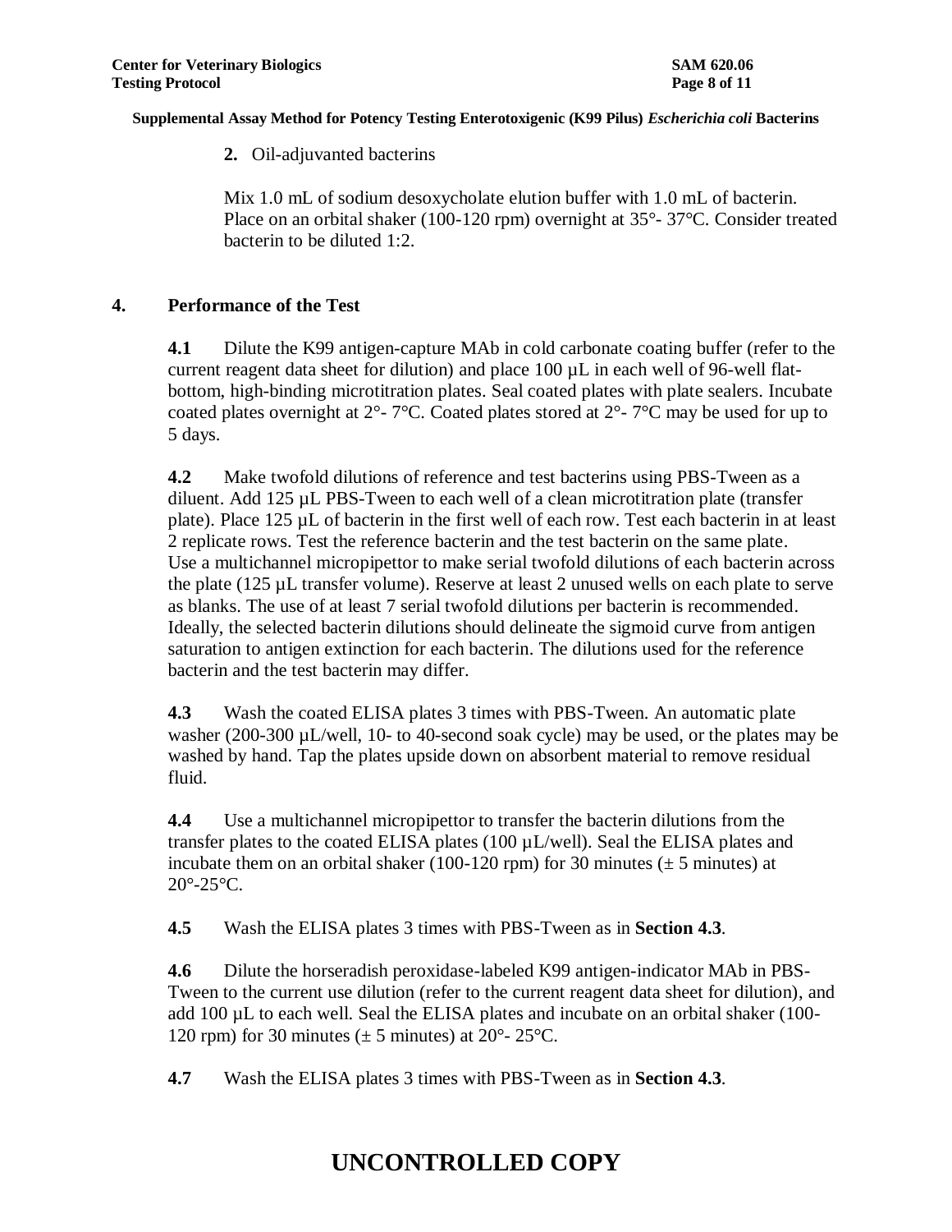**2.** Oil-adjuvanted bacterins

Mix 1.0 mL of sodium desoxycholate elution buffer with 1.0 mL of bacterin. Place on an orbital shaker (100-120 rpm) overnight at 35°- 37°C. Consider treated bacterin to be diluted 1:2.

## 4. Performance of the Test

**4.1** Dilute the K99 antigen-capture MAb in cold carbonate coating buffer (refer to the current reagent data sheet for dilution) and place 100 µL in each well of 96-well flat-bottom, high-binding microtitration plates. Seal coated plates with plate sealers. Incubate coated plates overnight at 2°- 7°C. Coated plates stored at 2°- 7°C may be used for up to 5 days.

**4.2** Make twofold dilutions of reference and test bacterins using PBS-Tween as a diluent. Add 125 µL PBS-Tween to each well of a clean microtitration plate (transfer plate). Place 125 µL of bacterin in the first well of each row. Test each bacterin in at least 2 replicate rows. Test the reference bacterin and the test bacterin on the same plate. Use a multichannel micropipettor to make serial twofold dilutions of each bacterin across the plate (125 µL transfer volume). Reserve at least 2 unused wells on each plate to serve as blanks. The use of at least 7 serial twofold dilutions per bacterin is recommended. Ideally, the selected bacterin dilutions should delineate the sigmoid curve from antigen saturation to antigen extinction for each bacterin. The dilutions used for the reference bacterin and the test bacterin may differ.

**4.3** Wash the coated ELISA plates 3 times with PBS-Tween. An automatic plate washer (200-300 µL/well, 10- to 40-second soak cycle) may be used, or the plates may be washed by hand. Tap the plates upside down on absorbent material to remove residual fluid.

**4.4** Use a multichannel micropipettor to transfer the bacterin dilutions from the transfer plates to the coated ELISA plates (100 µL/well). Seal the ELISA plates and incubate them on an orbital shaker (100-120 rpm) for 30 minutes (± 5 minutes) at 20°-25°C.

**4.5** Wash the ELISA plates 3 times with PBS-Tween as in **Section 4.3**.

**4.6** Dilute the horseradish peroxidase-labeled K99 antigen-indicator MAb in PBS-Tween to the current use dilution (refer to the current reagent data sheet for dilution), and add 100 µL to each well. Seal the ELISA plates and incubate on an orbital shaker (100-120 rpm) for 30 minutes (± 5 minutes) at 20°- 25°C.

**4.7** Wash the ELISA plates 3 times with PBS-Tween as in **Section 4.3**.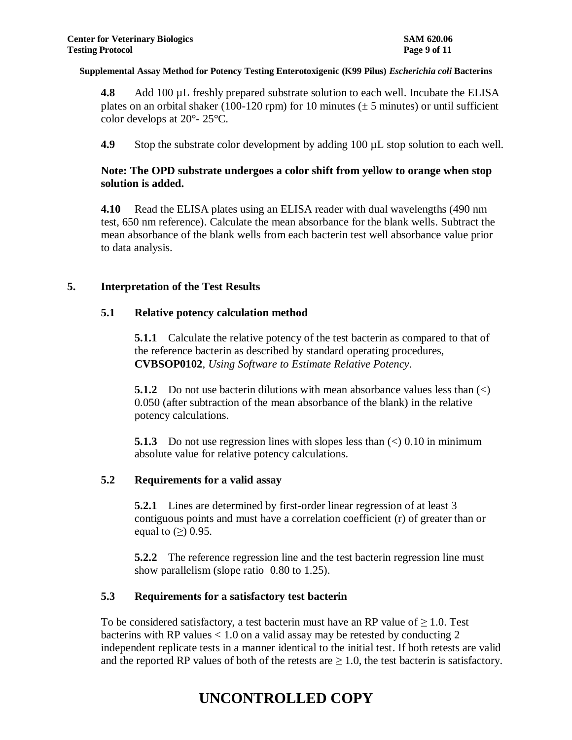**4.8** Add 100 µL freshly prepared substrate solution to each well. Incubate the ELISA plates on an orbital shaker (100-120 rpm) for 10 minutes (± 5 minutes) or until sufficient color develops at 20°- 25°C.

**4.9** Stop the substrate color development by adding 100 µL stop solution to each well.

**Note: The OPD substrate undergoes a color shift from yellow to orange when stop solution is added.**

**4.10** Read the ELISA plates using an ELISA reader with dual wavelengths (490 nm test, 650 nm reference). Calculate the mean absorbance for the blank wells. Subtract the mean absorbance of the blank wells from each bacterin test well absorbance value prior to data analysis.

## 5. Interpretation of the Test Results

### 5.1 Relative potency calculation method

**5.1.1** Calculate the relative potency of the test bacterin as compared to that of the reference bacterin as described by standard operating procedures, **CVBSOP0102**, *Using Software to Estimate Relative Potency*.

**5.1.2** Do not use bacterin dilutions with mean absorbance values less than (<) 0.050 (after subtraction of the mean absorbance of the blank) in the relative potency calculations.

**5.1.3** Do not use regression lines with slopes less than (<) 0.10 in minimum absolute value for relative potency calculations.

### 5.2 Requirements for a valid assay

**5.2.1** Lines are determined by first-order linear regression of at least 3 contiguous points and must have a correlation coefficient (r) of greater than or equal to (≥) 0.95.

**5.2.2** The reference regression line and the test bacterin regression line must show parallelism (slope ratio 0.80 to 1.25).

### 5.3 Requirements for a satisfactory test bacterin

To be considered satisfactory, a test bacterin must have an RP value of ≥ 1.0. Test bacterins with RP values < 1.0 on a valid assay may be retested by conducting 2 independent replicate tests in a manner identical to the initial test. If both retests are valid and the reported RP values of both of the retests are ≥ 1.0, the test bacterin is satisfactory.

**UNCONTROLLED COPY**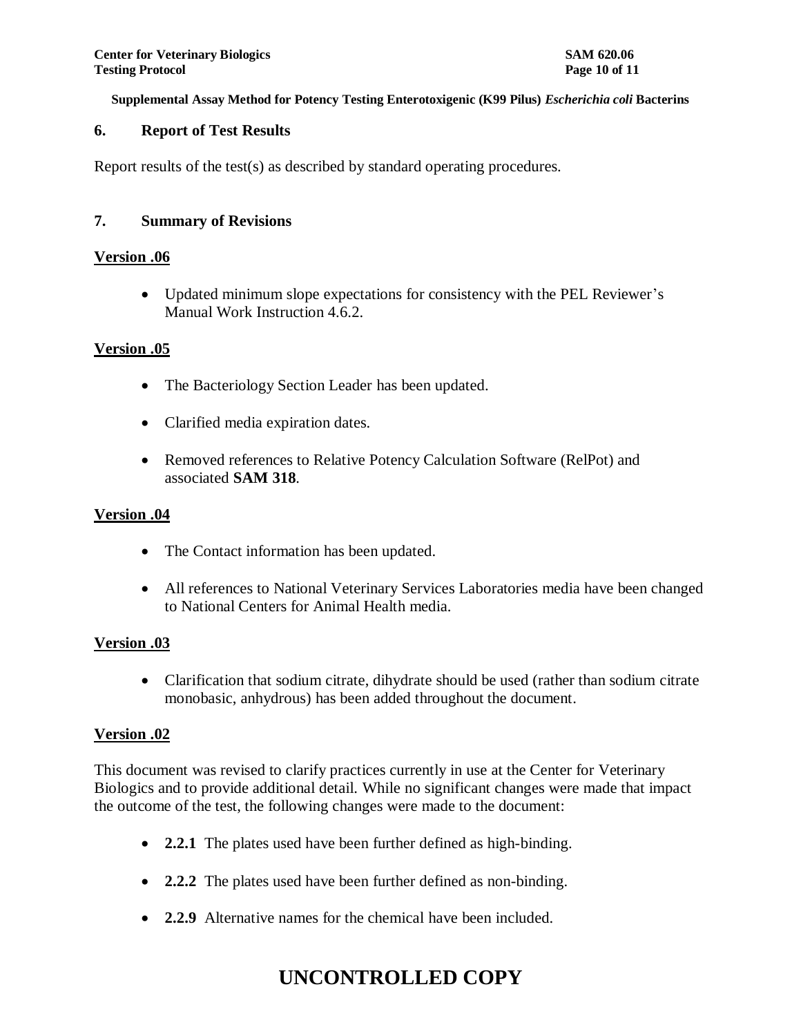## 6. Report of Test Results

Report results of the test(s) as described by standard operating procedures.

## 7. Summary of Revisions

**Version .06**

- Updated minimum slope expectations for consistency with the PEL Reviewer's Manual Work Instruction 4.6.2.

**Version .05**

- The Bacteriology Section Leader has been updated.
- Clarified media expiration dates.
- Removed references to Relative Potency Calculation Software (RelPot) and associated **SAM 318**.

**Version .04**

- The Contact information has been updated.
- All references to National Veterinary Services Laboratories media have been changed to National Centers for Animal Health media.

**Version .03**

- Clarification that sodium citrate, dihydrate should be used (rather than sodium citrate monobasic, anhydrous) has been added throughout the document.

**Version .02**

This document was revised to clarify practices currently in use at the Center for Veterinary Biologics and to provide additional detail. While no significant changes were made that impact the outcome of the test, the following changes were made to the document:

- **2.2.1** The plates used have been further defined as high-binding.
- **2.2.2** The plates used have been further defined as non-binding.
- **2.2.9** Alternative names for the chemical have been included.

**UNCONTROLLED COPY**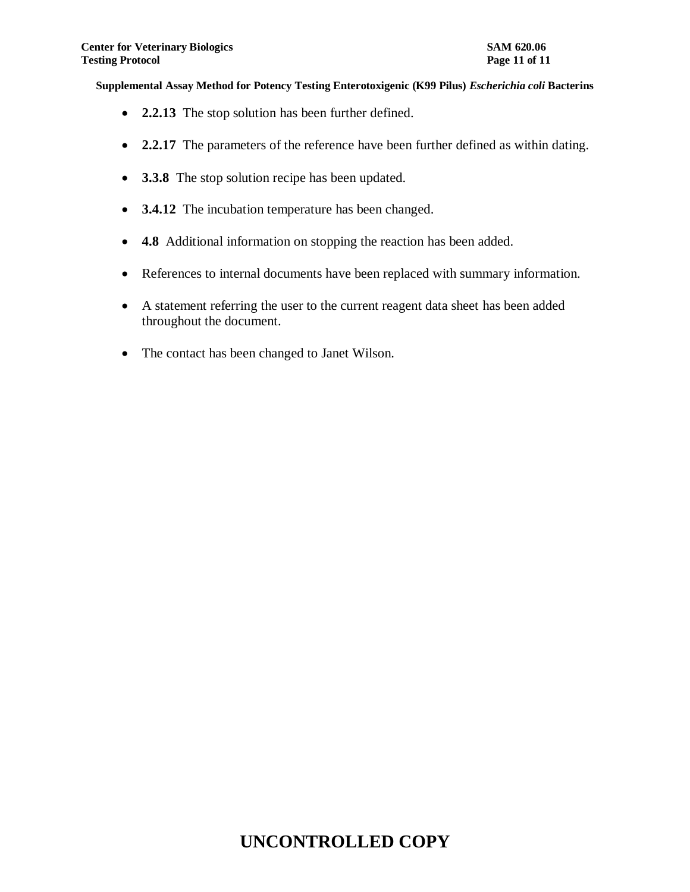- **2.2.13** The stop solution has been further defined.

- **2.2.17** The parameters of the reference have been further defined as within dating.

- **3.3.8** The stop solution recipe has been updated.

- **3.4.12** The incubation temperature has been changed.

- **4.8** Additional information on stopping the reaction has been added.

- References to internal documents have been replaced with summary information.

- A statement referring the user to the current reagent data sheet has been added throughout the document.

- The contact has been changed to Janet Wilson.

**UNCONTROLLED COPY**